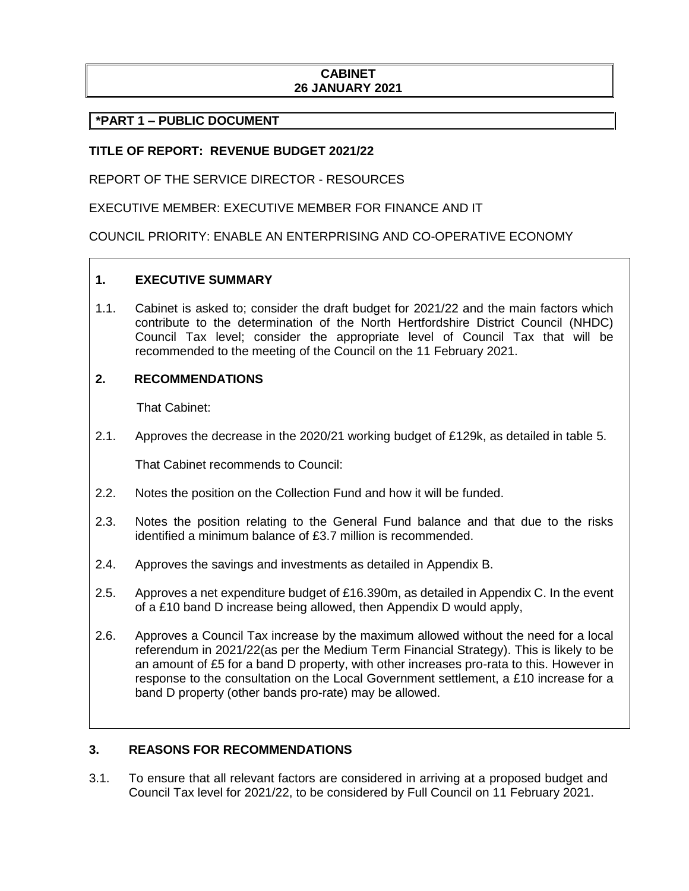**CABINET**
**26 JANUARY 2021**

**\*PART 1 – PUBLIC DOCUMENT**

**TITLE OF REPORT: REVENUE BUDGET 2021/22**

REPORT OF THE SERVICE DIRECTOR - RESOURCES

EXECUTIVE MEMBER: EXECUTIVE MEMBER FOR FINANCE AND IT

COUNCIL PRIORITY: ENABLE AN ENTERPRISING AND CO-OPERATIVE ECONOMY

## 1. EXECUTIVE SUMMARY

1.1. Cabinet is asked to; consider the draft budget for 2021/22 and the main factors which contribute to the determination of the North Hertfordshire District Council (NHDC) Council Tax level; consider the appropriate level of Council Tax that will be recommended to the meeting of the Council on the 11 February 2021.

## 2. RECOMMENDATIONS

That Cabinet:

2.1. Approves the decrease in the 2020/21 working budget of £129k, as detailed in table 5.

That Cabinet recommends to Council:

2.2. Notes the position on the Collection Fund and how it will be funded.

2.3. Notes the position relating to the General Fund balance and that due to the risks identified a minimum balance of £3.7 million is recommended.

2.4. Approves the savings and investments as detailed in Appendix B.

2.5. Approves a net expenditure budget of £16.390m, as detailed in Appendix C. In the event of a £10 band D increase being allowed, then Appendix D would apply,

2.6. Approves a Council Tax increase by the maximum allowed without the need for a local referendum in 2021/22(as per the Medium Term Financial Strategy). This is likely to be an amount of £5 for a band D property, with other increases pro-rata to this. However in response to the consultation on the Local Government settlement, a £10 increase for a band D property (other bands pro-rate) may be allowed.

## 3. REASONS FOR RECOMMENDATIONS

3.1. To ensure that all relevant factors are considered in arriving at a proposed budget and Council Tax level for 2021/22, to be considered by Full Council on 11 February 2021.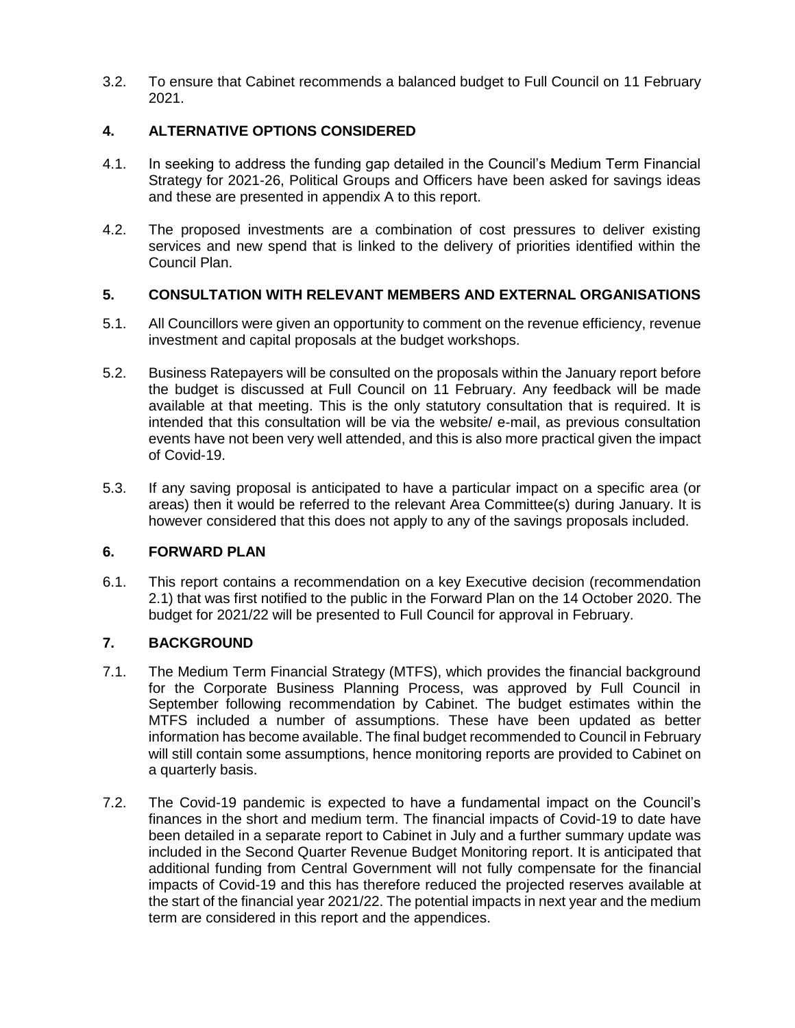3.2. To ensure that Cabinet recommends a balanced budget to Full Council on 11 February 2021.

## 4. ALTERNATIVE OPTIONS CONSIDERED

4.1. In seeking to address the funding gap detailed in the Council's Medium Term Financial Strategy for 2021-26, Political Groups and Officers have been asked for savings ideas and these are presented in appendix A to this report.

4.2. The proposed investments are a combination of cost pressures to deliver existing services and new spend that is linked to the delivery of priorities identified within the Council Plan.

## 5. CONSULTATION WITH RELEVANT MEMBERS AND EXTERNAL ORGANISATIONS

5.1. All Councillors were given an opportunity to comment on the revenue efficiency, revenue investment and capital proposals at the budget workshops.

5.2. Business Ratepayers will be consulted on the proposals within the January report before the budget is discussed at Full Council on 11 February. Any feedback will be made available at that meeting. This is the only statutory consultation that is required. It is intended that this consultation will be via the website/ e-mail, as previous consultation events have not been very well attended, and this is also more practical given the impact of Covid-19.

5.3. If any saving proposal is anticipated to have a particular impact on a specific area (or areas) then it would be referred to the relevant Area Committee(s) during January. It is however considered that this does not apply to any of the savings proposals included.

## 6. FORWARD PLAN

6.1. This report contains a recommendation on a key Executive decision (recommendation 2.1) that was first notified to the public in the Forward Plan on the 14 October 2020. The budget for 2021/22 will be presented to Full Council for approval in February.

## 7. BACKGROUND

7.1. The Medium Term Financial Strategy (MTFS), which provides the financial background for the Corporate Business Planning Process, was approved by Full Council in September following recommendation by Cabinet. The budget estimates within the MTFS included a number of assumptions. These have been updated as better information has become available. The final budget recommended to Council in February will still contain some assumptions, hence monitoring reports are provided to Cabinet on a quarterly basis.

7.2. The Covid-19 pandemic is expected to have a fundamental impact on the Council's finances in the short and medium term. The financial impacts of Covid-19 to date have been detailed in a separate report to Cabinet in July and a further summary update was included in the Second Quarter Revenue Budget Monitoring report. It is anticipated that additional funding from Central Government will not fully compensate for the financial impacts of Covid-19 and this has therefore reduced the projected reserves available at the start of the financial year 2021/22. The potential impacts in next year and the medium term are considered in this report and the appendices.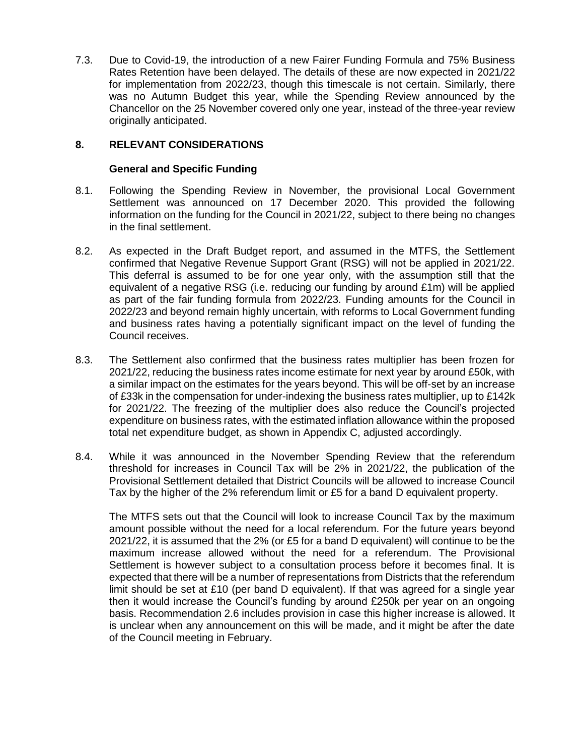7.3. Due to Covid-19, the introduction of a new Fairer Funding Formula and 75% Business Rates Retention have been delayed. The details of these are now expected in 2021/22 for implementation from 2022/23, though this timescale is not certain. Similarly, there was no Autumn Budget this year, while the Spending Review announced by the Chancellor on the 25 November covered only one year, instead of the three-year review originally anticipated.

## 8. RELEVANT CONSIDERATIONS

### General and Specific Funding

8.1. Following the Spending Review in November, the provisional Local Government Settlement was announced on 17 December 2020. This provided the following information on the funding for the Council in 2021/22, subject to there being no changes in the final settlement.

8.2. As expected in the Draft Budget report, and assumed in the MTFS, the Settlement confirmed that Negative Revenue Support Grant (RSG) will not be applied in 2021/22. This deferral is assumed to be for one year only, with the assumption still that the equivalent of a negative RSG (i.e. reducing our funding by around £1m) will be applied as part of the fair funding formula from 2022/23. Funding amounts for the Council in 2022/23 and beyond remain highly uncertain, with reforms to Local Government funding and business rates having a potentially significant impact on the level of funding the Council receives.

8.3. The Settlement also confirmed that the business rates multiplier has been frozen for 2021/22, reducing the business rates income estimate for next year by around £50k, with a similar impact on the estimates for the years beyond. This will be off-set by an increase of £33k in the compensation for under-indexing the business rates multiplier, up to £142k for 2021/22. The freezing of the multiplier does also reduce the Council's projected expenditure on business rates, with the estimated inflation allowance within the proposed total net expenditure budget, as shown in Appendix C, adjusted accordingly.

8.4. While it was announced in the November Spending Review that the referendum threshold for increases in Council Tax will be 2% in 2021/22, the publication of the Provisional Settlement detailed that District Councils will be allowed to increase Council Tax by the higher of the 2% referendum limit or £5 for a band D equivalent property.

The MTFS sets out that the Council will look to increase Council Tax by the maximum amount possible without the need for a local referendum. For the future years beyond 2021/22, it is assumed that the 2% (or £5 for a band D equivalent) will continue to be the maximum increase allowed without the need for a referendum. The Provisional Settlement is however subject to a consultation process before it becomes final. It is expected that there will be a number of representations from Districts that the referendum limit should be set at £10 (per band D equivalent). If that was agreed for a single year then it would increase the Council's funding by around £250k per year on an ongoing basis. Recommendation 2.6 includes provision in case this higher increase is allowed. It is unclear when any announcement on this will be made, and it might be after the date of the Council meeting in February.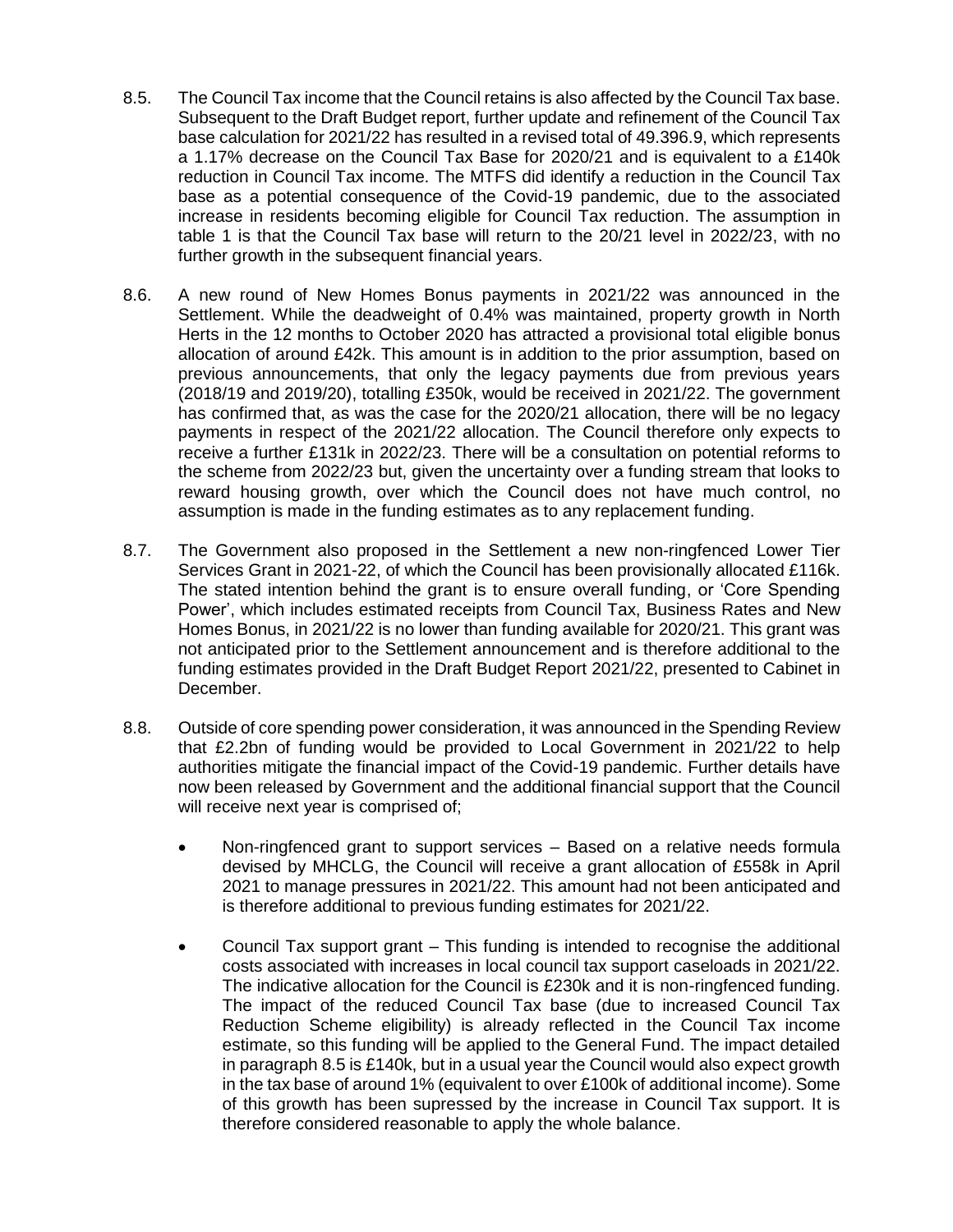8.5. The Council Tax income that the Council retains is also affected by the Council Tax base. Subsequent to the Draft Budget report, further update and refinement of the Council Tax base calculation for 2021/22 has resulted in a revised total of 49.396.9, which represents a 1.17% decrease on the Council Tax Base for 2020/21 and is equivalent to a £140k reduction in Council Tax income. The MTFS did identify a reduction in the Council Tax base as a potential consequence of the Covid-19 pandemic, due to the associated increase in residents becoming eligible for Council Tax reduction. The assumption in table 1 is that the Council Tax base will return to the 20/21 level in 2022/23, with no further growth in the subsequent financial years.

8.6. A new round of New Homes Bonus payments in 2021/22 was announced in the Settlement. While the deadweight of 0.4% was maintained, property growth in North Herts in the 12 months to October 2020 has attracted a provisional total eligible bonus allocation of around £42k. This amount is in addition to the prior assumption, based on previous announcements, that only the legacy payments due from previous years (2018/19 and 2019/20), totalling £350k, would be received in 2021/22. The government has confirmed that, as was the case for the 2020/21 allocation, there will be no legacy payments in respect of the 2021/22 allocation. The Council therefore only expects to receive a further £131k in 2022/23. There will be a consultation on potential reforms to the scheme from 2022/23 but, given the uncertainty over a funding stream that looks to reward housing growth, over which the Council does not have much control, no assumption is made in the funding estimates as to any replacement funding.

8.7. The Government also proposed in the Settlement a new non-ringfenced Lower Tier Services Grant in 2021-22, of which the Council has been provisionally allocated £116k. The stated intention behind the grant is to ensure overall funding, or 'Core Spending Power', which includes estimated receipts from Council Tax, Business Rates and New Homes Bonus, in 2021/22 is no lower than funding available for 2020/21. This grant was not anticipated prior to the Settlement announcement and is therefore additional to the funding estimates provided in the Draft Budget Report 2021/22, presented to Cabinet in December.

8.8. Outside of core spending power consideration, it was announced in the Spending Review that £2.2bn of funding would be provided to Local Government in 2021/22 to help authorities mitigate the financial impact of the Covid-19 pandemic. Further details have now been released by Government and the additional financial support that the Council will receive next year is comprised of;

- Non-ringfenced grant to support services – Based on a relative needs formula devised by MHCLG, the Council will receive a grant allocation of £558k in April 2021 to manage pressures in 2021/22. This amount had not been anticipated and is therefore additional to previous funding estimates for 2021/22.

- Council Tax support grant – This funding is intended to recognise the additional costs associated with increases in local council tax support caseloads in 2021/22. The indicative allocation for the Council is £230k and it is non-ringfenced funding. The impact of the reduced Council Tax base (due to increased Council Tax Reduction Scheme eligibility) is already reflected in the Council Tax income estimate, so this funding will be applied to the General Fund. The impact detailed in paragraph 8.5 is £140k, but in a usual year the Council would also expect growth in the tax base of around 1% (equivalent to over £100k of additional income). Some of this growth has been supressed by the increase in Council Tax support. It is therefore considered reasonable to apply the whole balance.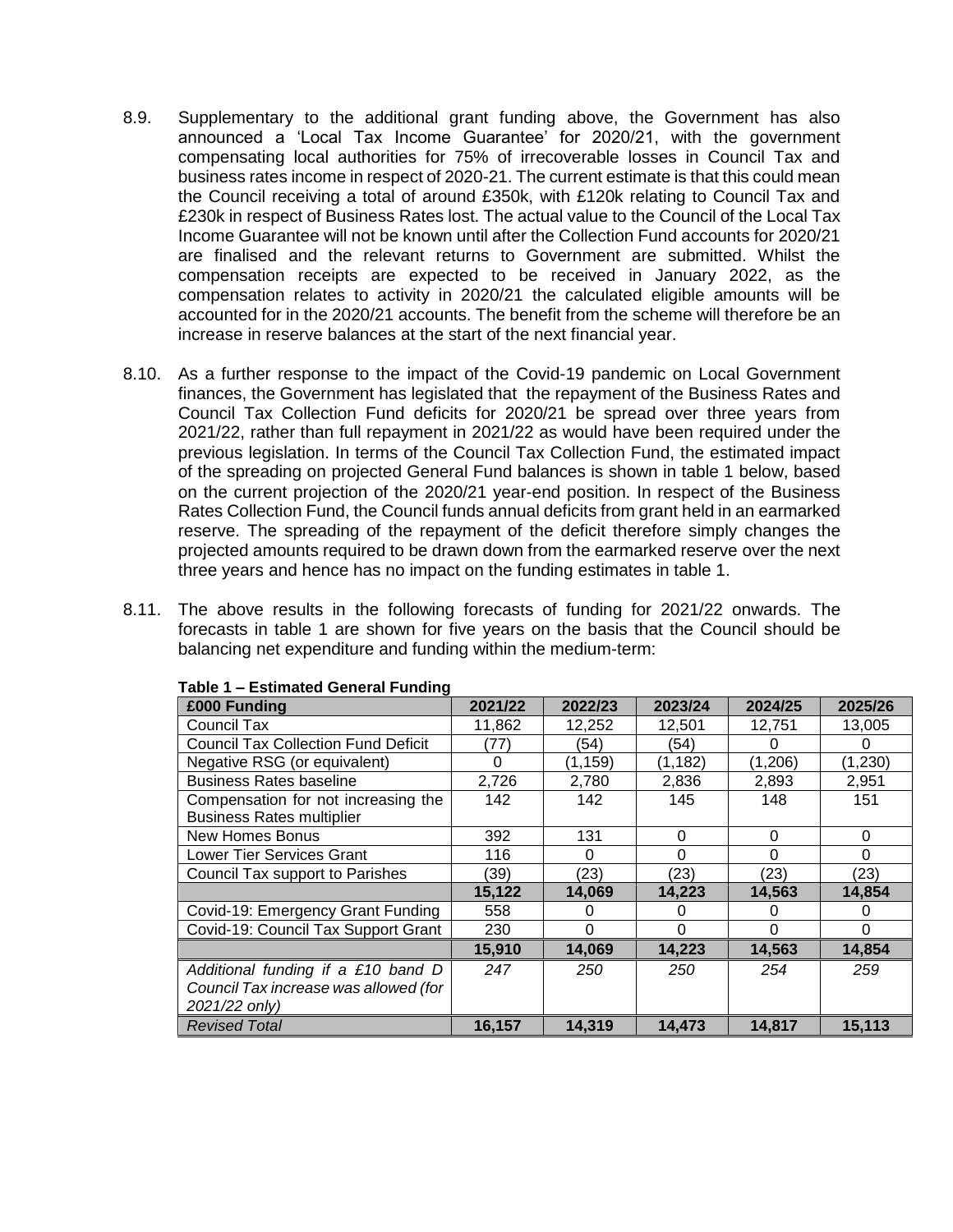8.9. Supplementary to the additional grant funding above, the Government has also announced a 'Local Tax Income Guarantee' for 2020/21, with the government compensating local authorities for 75% of irrecoverable losses in Council Tax and business rates income in respect of 2020-21. The current estimate is that this could mean the Council receiving a total of around £350k, with £120k relating to Council Tax and £230k in respect of Business Rates lost. The actual value to the Council of the Local Tax Income Guarantee will not be known until after the Collection Fund accounts for 2020/21 are finalised and the relevant returns to Government are submitted. Whilst the compensation receipts are expected to be received in January 2022, as the compensation relates to activity in 2020/21 the calculated eligible amounts will be accounted for in the 2020/21 accounts. The benefit from the scheme will therefore be an increase in reserve balances at the start of the next financial year.

8.10. As a further response to the impact of the Covid-19 pandemic on Local Government finances, the Government has legislated that the repayment of the Business Rates and Council Tax Collection Fund deficits for 2020/21 be spread over three years from 2021/22, rather than full repayment in 2021/22 as would have been required under the previous legislation. In terms of the Council Tax Collection Fund, the estimated impact of the spreading on projected General Fund balances is shown in table 1 below, based on the current projection of the 2020/21 year-end position. In respect of the Business Rates Collection Fund, the Council funds annual deficits from grant held in an earmarked reserve. The spreading of the repayment of the deficit therefore simply changes the projected amounts required to be drawn down from the earmarked reserve over the next three years and hence has no impact on the funding estimates in table 1.

8.11. The above results in the following forecasts of funding for 2021/22 onwards. The forecasts in table 1 are shown for five years on the basis that the Council should be balancing net expenditure and funding within the medium-term:

**Table 1 – Estimated General Funding**

| £000 Funding | 2021/22 | 2022/23 | 2023/24 | 2024/25 | 2025/26 |
|---|---|---|---|---|---|
| Council Tax | 11,862 | 12,252 | 12,501 | 12,751 | 13,005 |
| Council Tax Collection Fund Deficit | (77) | (54) | (54) | 0 | 0 |
| Negative RSG (or equivalent) | 0 | (1,159) | (1,182) | (1,206) | (1,230) |
| Business Rates baseline | 2,726 | 2,780 | 2,836 | 2,893 | 2,951 |
| Compensation for not increasing the Business Rates multiplier | 142 | 142 | 145 | 148 | 151 |
| New Homes Bonus | 392 | 131 | 0 | 0 | 0 |
| Lower Tier Services Grant | 116 | 0 | 0 | 0 | 0 |
| Council Tax support to Parishes | (39) | (23) | (23) | (23) | (23) |
| | **15,122** | **14,069** | **14,223** | **14,563** | **14,854** |
| Covid-19: Emergency Grant Funding | 558 | 0 | 0 | 0 | 0 |
| Covid-19: Council Tax Support Grant | 230 | 0 | 0 | 0 | 0 |
| | **15,910** | **14,069** | **14,223** | **14,563** | **14,854** |
| *Additional funding if a £10 band D Council Tax increase was allowed (for 2021/22 only)* | *247* | *250* | *250* | *254* | *259* |
| *Revised Total* | **16,157** | **14,319** | **14,473** | **14,817** | **15,113** |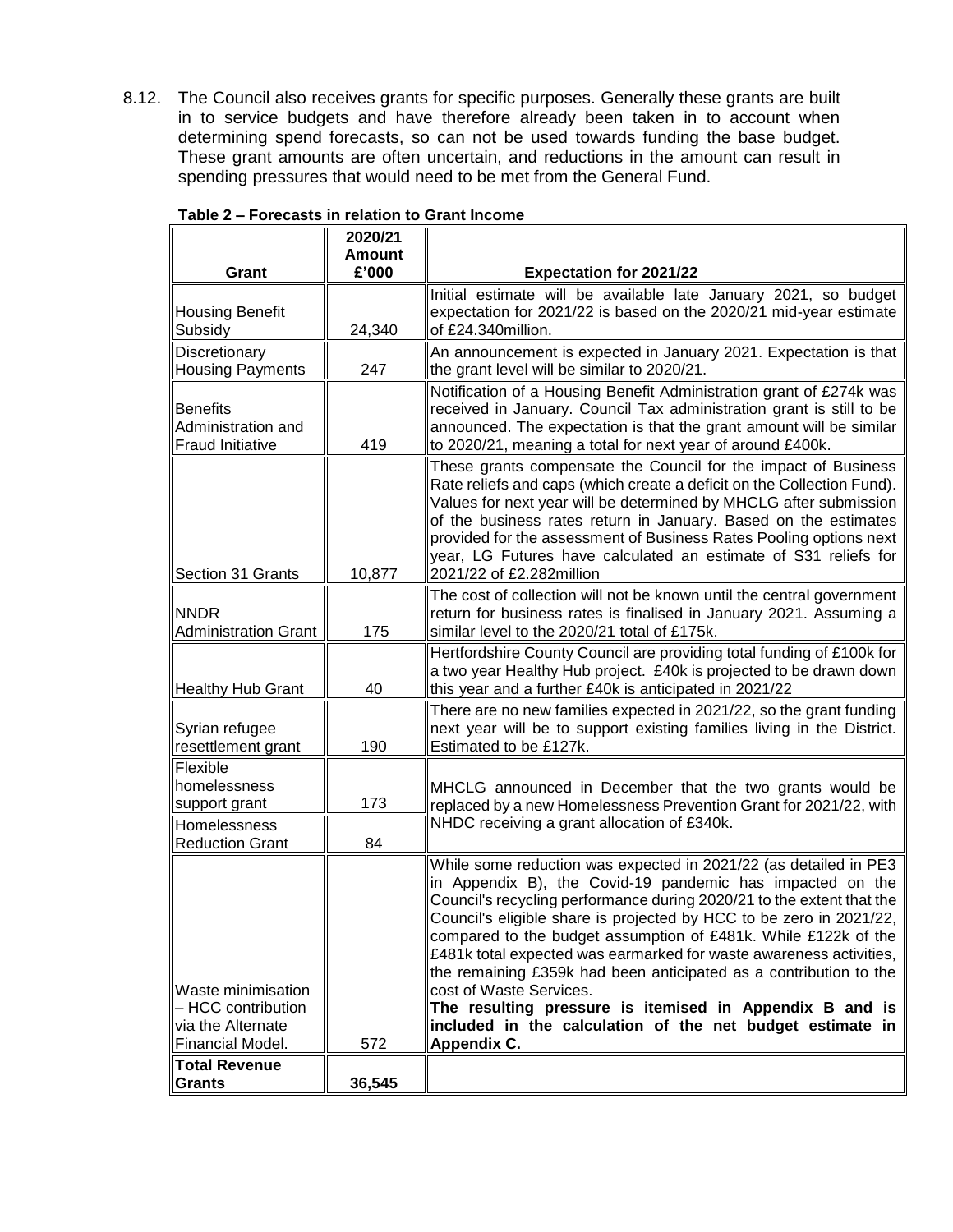8.12. The Council also receives grants for specific purposes. Generally these grants are built in to service budgets and have therefore already been taken in to account when determining spend forecasts, so can not be used towards funding the base budget. These grant amounts are often uncertain, and reductions in the amount can result in spending pressures that would need to be met from the General Fund.

**Table 2 – Forecasts in relation to Grant Income**

| Grant | 2020/21 Amount £'000 | Expectation for 2021/22 |
|---|---|---|
| Housing Benefit Subsidy | 24,340 | Initial estimate will be available late January 2021, so budget expectation for 2021/22 is based on the 2020/21 mid-year estimate of £24.340million. |
| Discretionary Housing Payments | 247 | An announcement is expected in January 2021. Expectation is that the grant level will be similar to 2020/21. |
| Benefits Administration and Fraud Initiative | 419 | Notification of a Housing Benefit Administration grant of £274k was received in January. Council Tax administration grant is still to be announced. The expectation is that the grant amount will be similar to 2020/21, meaning a total for next year of around £400k. |
| Section 31 Grants | 10,877 | These grants compensate the Council for the impact of Business Rate reliefs and caps (which create a deficit on the Collection Fund). Values for next year will be determined by MHCLG after submission of the business rates return in January. Based on the estimates provided for the assessment of Business Rates Pooling options next year, LG Futures have calculated an estimate of S31 reliefs for 2021/22 of £2.282million |
| NNDR Administration Grant | 175 | The cost of collection will not be known until the central government return for business rates is finalised in January 2021. Assuming a similar level to the 2020/21 total of £175k. |
| Healthy Hub Grant | 40 | Hertfordshire County Council are providing total funding of £100k for a two year Healthy Hub project. £40k is projected to be drawn down this year and a further £40k is anticipated in 2021/22 |
| Syrian refugee resettlement grant | 190 | There are no new families expected in 2021/22, so the grant funding next year will be to support existing families living in the District. Estimated to be £127k. |
| Flexible homelessness support grant | 173 | MHCLG announced in December that the two grants would be replaced by a new Homelessness Prevention Grant for 2021/22, with NHDC receiving a grant allocation of £340k. |
| Homelessness Reduction Grant | 84 | |
| Waste minimisation – HCC contribution via the Alternate Financial Model. | 572 | While some reduction was expected in 2021/22 (as detailed in PE3 in Appendix B), the Covid-19 pandemic has impacted on the Council's recycling performance during 2020/21 to the extent that the Council's eligible share is projected by HCC to be zero in 2021/22, compared to the budget assumption of £481k. While £122k of the £481k total expected was earmarked for waste awareness activities, the remaining £359k had been anticipated as a contribution to the cost of Waste Services. **The resulting pressure is itemised in Appendix B and is included in the calculation of the net budget estimate in Appendix C.** |
| **Total Revenue Grants** | **36,545** | |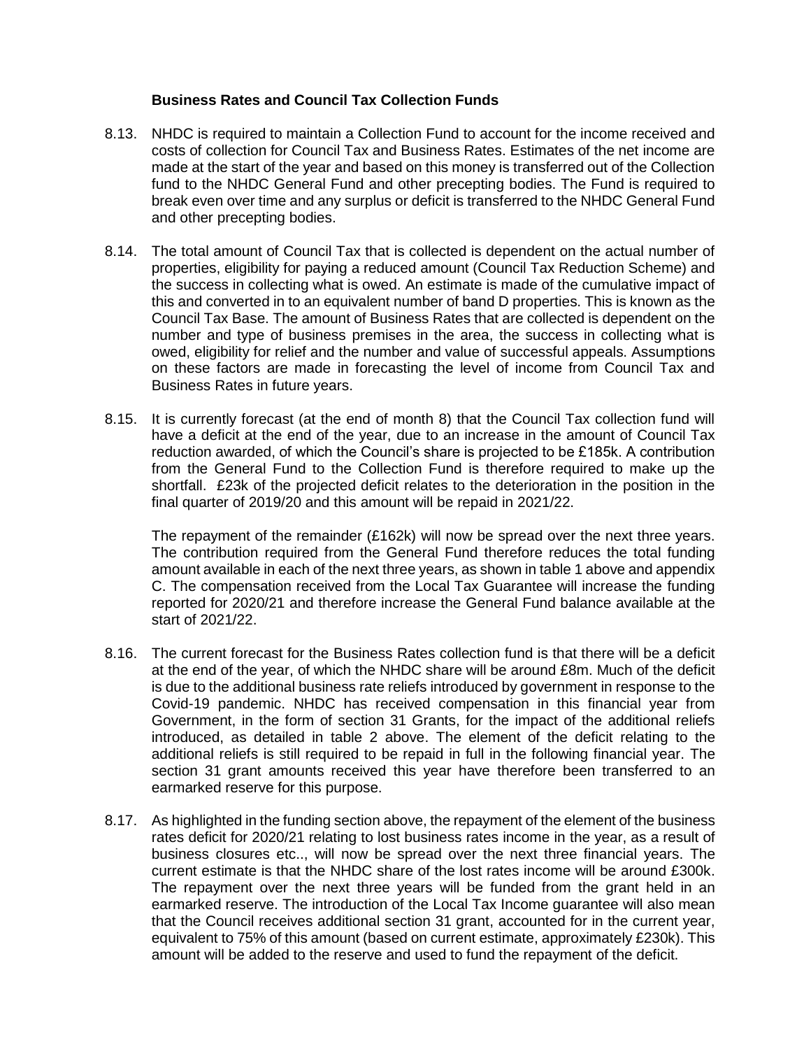### Business Rates and Council Tax Collection Funds

8.13. NHDC is required to maintain a Collection Fund to account for the income received and costs of collection for Council Tax and Business Rates. Estimates of the net income are made at the start of the year and based on this money is transferred out of the Collection fund to the NHDC General Fund and other precepting bodies. The Fund is required to break even over time and any surplus or deficit is transferred to the NHDC General Fund and other precepting bodies.

8.14. The total amount of Council Tax that is collected is dependent on the actual number of properties, eligibility for paying a reduced amount (Council Tax Reduction Scheme) and the success in collecting what is owed. An estimate is made of the cumulative impact of this and converted in to an equivalent number of band D properties. This is known as the Council Tax Base. The amount of Business Rates that are collected is dependent on the number and type of business premises in the area, the success in collecting what is owed, eligibility for relief and the number and value of successful appeals. Assumptions on these factors are made in forecasting the level of income from Council Tax and Business Rates in future years.

8.15. It is currently forecast (at the end of month 8) that the Council Tax collection fund will have a deficit at the end of the year, due to an increase in the amount of Council Tax reduction awarded, of which the Council's share is projected to be £185k. A contribution from the General Fund to the Collection Fund is therefore required to make up the shortfall. £23k of the projected deficit relates to the deterioration in the position in the final quarter of 2019/20 and this amount will be repaid in 2021/22.

The repayment of the remainder (£162k) will now be spread over the next three years. The contribution required from the General Fund therefore reduces the total funding amount available in each of the next three years, as shown in table 1 above and appendix C. The compensation received from the Local Tax Guarantee will increase the funding reported for 2020/21 and therefore increase the General Fund balance available at the start of 2021/22.

8.16. The current forecast for the Business Rates collection fund is that there will be a deficit at the end of the year, of which the NHDC share will be around £8m. Much of the deficit is due to the additional business rate reliefs introduced by government in response to the Covid-19 pandemic. NHDC has received compensation in this financial year from Government, in the form of section 31 Grants, for the impact of the additional reliefs introduced, as detailed in table 2 above. The element of the deficit relating to the additional reliefs is still required to be repaid in full in the following financial year. The section 31 grant amounts received this year have therefore been transferred to an earmarked reserve for this purpose.

8.17. As highlighted in the funding section above, the repayment of the element of the business rates deficit for 2020/21 relating to lost business rates income in the year, as a result of business closures etc.., will now be spread over the next three financial years. The current estimate is that the NHDC share of the lost rates income will be around £300k. The repayment over the next three years will be funded from the grant held in an earmarked reserve. The introduction of the Local Tax Income guarantee will also mean that the Council receives additional section 31 grant, accounted for in the current year, equivalent to 75% of this amount (based on current estimate, approximately £230k). This amount will be added to the reserve and used to fund the repayment of the deficit.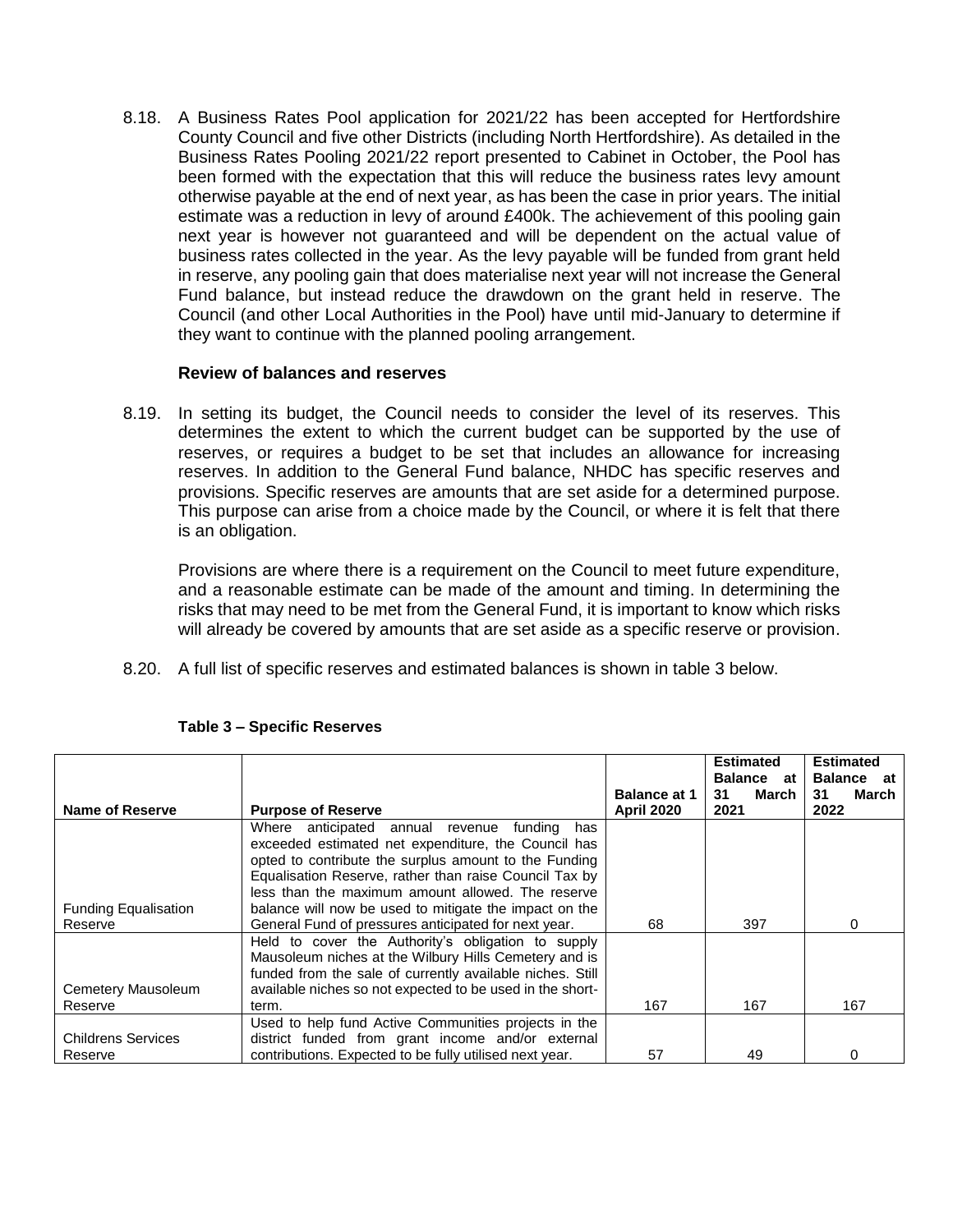8.18. A Business Rates Pool application for 2021/22 has been accepted for Hertfordshire County Council and five other Districts (including North Hertfordshire). As detailed in the Business Rates Pooling 2021/22 report presented to Cabinet in October, the Pool has been formed with the expectation that this will reduce the business rates levy amount otherwise payable at the end of next year, as has been the case in prior years. The initial estimate was a reduction in levy of around £400k. The achievement of this pooling gain next year is however not guaranteed and will be dependent on the actual value of business rates collected in the year. As the levy payable will be funded from grant held in reserve, any pooling gain that does materialise next year will not increase the General Fund balance, but instead reduce the drawdown on the grant held in reserve. The Council (and other Local Authorities in the Pool) have until mid-January to determine if they want to continue with the planned pooling arrangement.

**Review of balances and reserves**

8.19. In setting its budget, the Council needs to consider the level of its reserves. This determines the extent to which the current budget can be supported by the use of reserves, or requires a budget to be set that includes an allowance for increasing reserves. In addition to the General Fund balance, NHDC has specific reserves and provisions. Specific reserves are amounts that are set aside for a determined purpose. This purpose can arise from a choice made by the Council, or where it is felt that there is an obligation.

Provisions are where there is a requirement on the Council to meet future expenditure, and a reasonable estimate can be made of the amount and timing. In determining the risks that may need to be met from the General Fund, it is important to know which risks will already be covered by amounts that are set aside as a specific reserve or provision.

8.20. A full list of specific reserves and estimated balances is shown in table 3 below.

**Table 3 – Specific Reserves**

| Name of Reserve | Purpose of Reserve | Balance at 1 April 2020 | Estimated Balance at 31 March 2021 | Estimated Balance at 31 March 2022 |
|---|---|---|---|---|
| Funding Equalisation Reserve | Where anticipated annual revenue funding has exceeded estimated net expenditure, the Council has opted to contribute the surplus amount to the Funding Equalisation Reserve, rather than raise Council Tax by less than the maximum amount allowed. The reserve balance will now be used to mitigate the impact on the General Fund of pressures anticipated for next year. | 68 | 397 | 0 |
| Cemetery Mausoleum Reserve | Held to cover the Authority's obligation to supply Mausoleum niches at the Wilbury Hills Cemetery and is funded from the sale of currently available niches. Still available niches so not expected to be used in the short-term. | 167 | 167 | 167 |
| Childrens Services Reserve | Used to help fund Active Communities projects in the district funded from grant income and/or external contributions. Expected to be fully utilised next year. | 57 | 49 | 0 |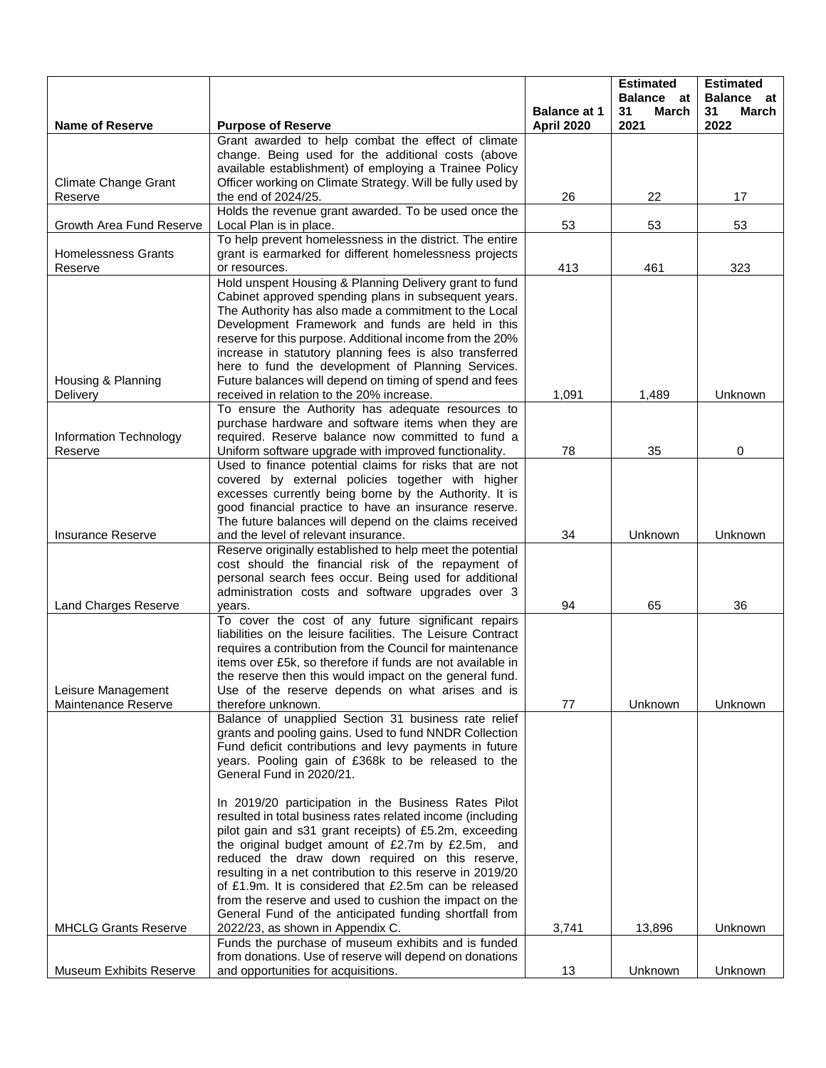| Name of Reserve | Purpose of Reserve | Balance at 1 April 2020 | Estimated Balance at 31 March 2021 | Estimated Balance at 31 March 2022 |
|---|---|---|---|---|
| Climate Change Grant Reserve | Grant awarded to help combat the effect of climate change. Being used for the additional costs (above available establishment) of employing a Trainee Policy Officer working on Climate Strategy. Will be fully used by the end of 2024/25. | 26 | 22 | 17 |
| Growth Area Fund Reserve | Holds the revenue grant awarded. To be used once the Local Plan is in place. | 53 | 53 | 53 |
| Homelessness Grants Reserve | To help prevent homelessness in the district. The entire grant is earmarked for different homelessness projects or resources. | 413 | 461 | 323 |
| Housing & Planning Delivery | Hold unspent Housing & Planning Delivery grant to fund Cabinet approved spending plans in subsequent years. The Authority has also made a commitment to the Local Development Framework and funds are held in this reserve for this purpose. Additional income from the 20% increase in statutory planning fees is also transferred here to fund the development of Planning Services. Future balances will depend on timing of spend and fees received in relation to the 20% increase. | 1,091 | 1,489 | Unknown |
| Information Technology Reserve | To ensure the Authority has adequate resources to purchase hardware and software items when they are required. Reserve balance now committed to fund a Uniform software upgrade with improved functionality. | 78 | 35 | 0 |
| Insurance Reserve | Used to finance potential claims for risks that are not covered by external policies together with higher excesses currently being borne by the Authority. It is good financial practice to have an insurance reserve. The future balances will depend on the claims received and the level of relevant insurance. | 34 | Unknown | Unknown |
| Land Charges Reserve | Reserve originally established to help meet the potential cost should the financial risk of the repayment of personal search fees occur. Being used for additional administration costs and software upgrades over 3 years. | 94 | 65 | 36 |
| Leisure Management Maintenance Reserve | To cover the cost of any future significant repairs liabilities on the leisure facilities. The Leisure Contract requires a contribution from the Council for maintenance items over £5k, so therefore if funds are not available in the reserve then this would impact on the general fund. Use of the reserve depends on what arises and is therefore unknown. | 77 | Unknown | Unknown |
| MHCLG Grants Reserve | Balance of unapplied Section 31 business rate relief grants and pooling gains. Used to fund NNDR Collection Fund deficit contributions and levy payments in future years. Pooling gain of £368k to be released to the General Fund in 2020/21.<br><br>In 2019/20 participation in the Business Rates Pilot resulted in total business rates related income (including pilot gain and s31 grant receipts) of £5.2m, exceeding the original budget amount of £2.7m by £2.5m, and reduced the draw down required on this reserve, resulting in a net contribution to this reserve in 2019/20 of £1.9m. It is considered that £2.5m can be released from the reserve and used to cushion the impact on the General Fund of the anticipated funding shortfall from 2022/23, as shown in Appendix C. | 3,741 | 13,896 | Unknown |
| Museum Exhibits Reserve | Funds the purchase of museum exhibits and is funded from donations. Use of reserve will depend on donations and opportunities for acquisitions. | 13 | Unknown | Unknown |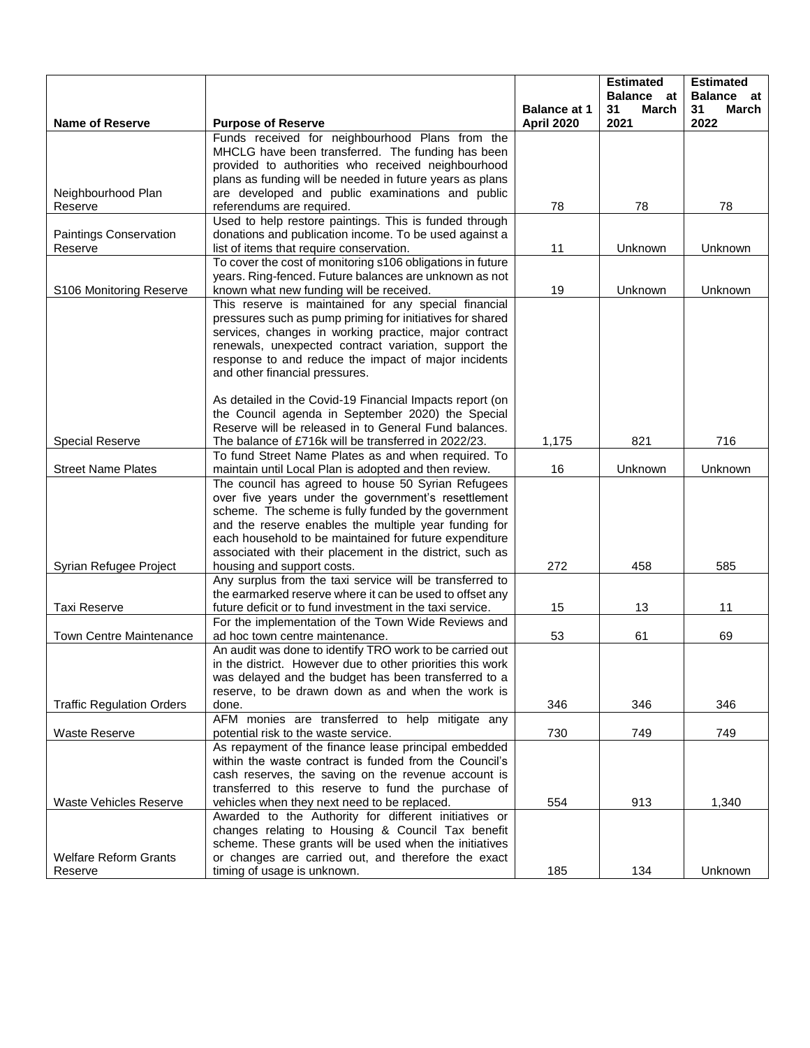| Name of Reserve | Purpose of Reserve | Balance at 1 April 2020 | Estimated Balance at 31 March 2021 | Estimated Balance at 31 March 2022 |
|---|---|---|---|---|
| Neighbourhood Plan Reserve | Funds received for neighbourhood Plans from the MHCLG have been transferred. The funding has been provided to authorities who received neighbourhood plans as funding will be needed in future years as plans are developed and public examinations and public referendums are required. | 78 | 78 | 78 |
| Paintings Conservation Reserve | Used to help restore paintings. This is funded through donations and publication income. To be used against a list of items that require conservation. | 11 | Unknown | Unknown |
| S106 Monitoring Reserve | To cover the cost of monitoring s106 obligations in future years. Ring-fenced. Future balances are unknown as not known what new funding will be received. | 19 | Unknown | Unknown |
| Special Reserve | This reserve is maintained for any special financial pressures such as pump priming for initiatives for shared services, changes in working practice, major contract renewals, unexpected contract variation, support the response to and reduce the impact of major incidents and other financial pressures.<br><br>As detailed in the Covid-19 Financial Impacts report (on the Council agenda in September 2020) the Special Reserve will be released in to General Fund balances. The balance of £716k will be transferred in 2022/23. | 1,175 | 821 | 716 |
| Street Name Plates | To fund Street Name Plates as and when required. To maintain until Local Plan is adopted and then review. | 16 | Unknown | Unknown |
| Syrian Refugee Project | The council has agreed to house 50 Syrian Refugees over five years under the government's resettlement scheme. The scheme is fully funded by the government and the reserve enables the multiple year funding for each household to be maintained for future expenditure associated with their placement in the district, such as housing and support costs. | 272 | 458 | 585 |
| Taxi Reserve | Any surplus from the taxi service will be transferred to the earmarked reserve where it can be used to offset any future deficit or to fund investment in the taxi service. | 15 | 13 | 11 |
| Town Centre Maintenance | For the implementation of the Town Wide Reviews and ad hoc town centre maintenance. | 53 | 61 | 69 |
| Traffic Regulation Orders | An audit was done to identify TRO work to be carried out in the district. However due to other priorities this work was delayed and the budget has been transferred to a reserve, to be drawn down as and when the work is done. | 346 | 346 | 346 |
| Waste Reserve | AFM monies are transferred to help mitigate any potential risk to the waste service. | 730 | 749 | 749 |
| Waste Vehicles Reserve | As repayment of the finance lease principal embedded within the waste contract is funded from the Council's cash reserves, the saving on the revenue account is transferred to this reserve to fund the purchase of vehicles when they next need to be replaced. | 554 | 913 | 1,340 |
| Welfare Reform Grants Reserve | Awarded to the Authority for different initiatives or changes relating to Housing & Council Tax benefit scheme. These grants will be used when the initiatives or changes are carried out, and therefore the exact timing of usage is unknown. | 185 | 134 | Unknown |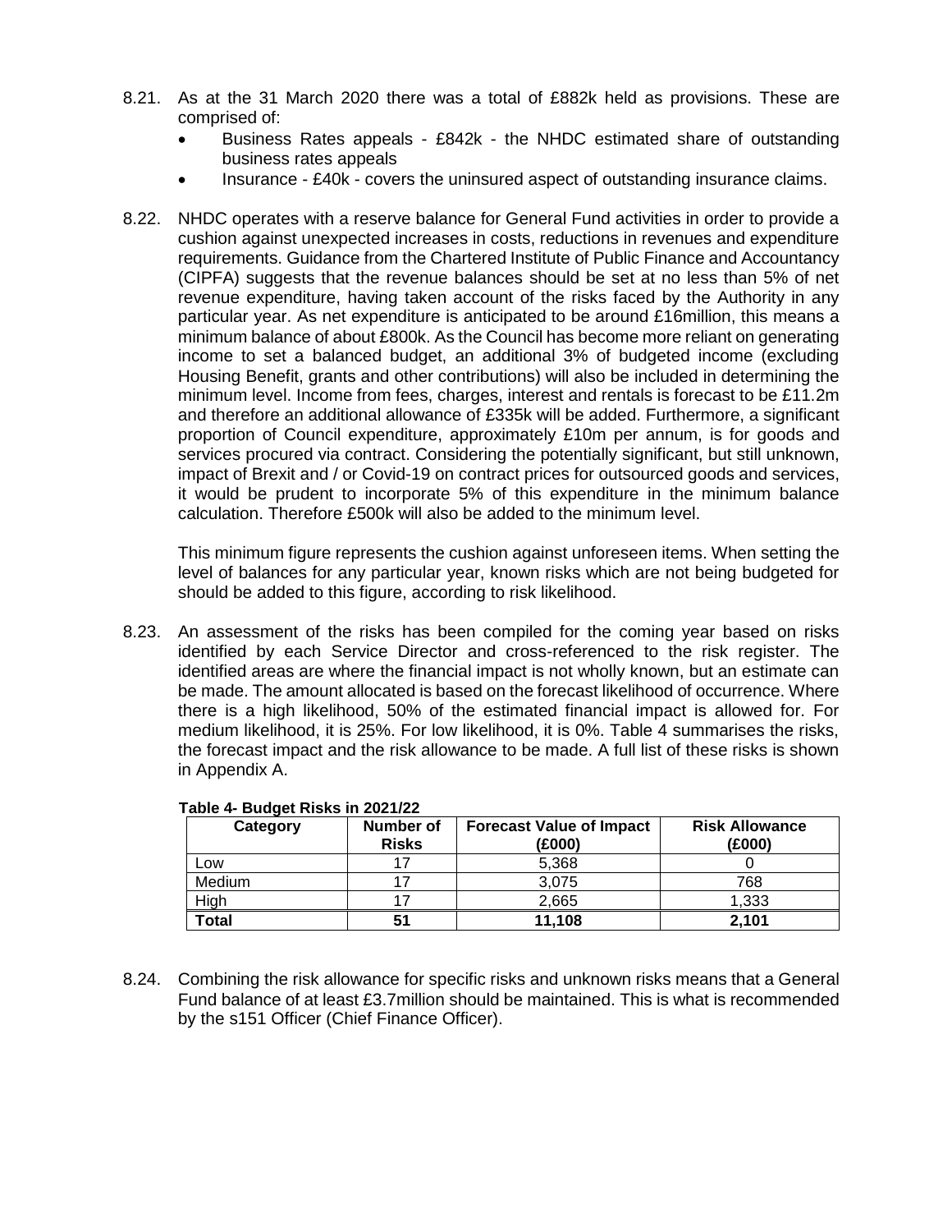8.21. As at the 31 March 2020 there was a total of £882k held as provisions. These are comprised of:

- Business Rates appeals - £842k - the NHDC estimated share of outstanding business rates appeals
- Insurance - £40k - covers the uninsured aspect of outstanding insurance claims.

8.22. NHDC operates with a reserve balance for General Fund activities in order to provide a cushion against unexpected increases in costs, reductions in revenues and expenditure requirements. Guidance from the Chartered Institute of Public Finance and Accountancy (CIPFA) suggests that the revenue balances should be set at no less than 5% of net revenue expenditure, having taken account of the risks faced by the Authority in any particular year. As net expenditure is anticipated to be around £16million, this means a minimum balance of about £800k. As the Council has become more reliant on generating income to set a balanced budget, an additional 3% of budgeted income (excluding Housing Benefit, grants and other contributions) will also be included in determining the minimum level. Income from fees, charges, interest and rentals is forecast to be £11.2m and therefore an additional allowance of £335k will be added. Furthermore, a significant proportion of Council expenditure, approximately £10m per annum, is for goods and services procured via contract. Considering the potentially significant, but still unknown, impact of Brexit and / or Covid-19 on contract prices for outsourced goods and services, it would be prudent to incorporate 5% of this expenditure in the minimum balance calculation. Therefore £500k will also be added to the minimum level.

This minimum figure represents the cushion against unforeseen items. When setting the level of balances for any particular year, known risks which are not being budgeted for should be added to this figure, according to risk likelihood.

8.23. An assessment of the risks has been compiled for the coming year based on risks identified by each Service Director and cross-referenced to the risk register. The identified areas are where the financial impact is not wholly known, but an estimate can be made. The amount allocated is based on the forecast likelihood of occurrence. Where there is a high likelihood, 50% of the estimated financial impact is allowed for. For medium likelihood, it is 25%. For low likelihood, it is 0%. Table 4 summarises the risks, the forecast impact and the risk allowance to be made. A full list of these risks is shown in Appendix A.

**Table 4- Budget Risks in 2021/22**

| Category | Number of Risks | Forecast Value of Impact (£000) | Risk Allowance (£000) |
|---|---|---|---|
| Low | 17 | 5,368 | 0 |
| Medium | 17 | 3,075 | 768 |
| High | 17 | 2,665 | 1,333 |
| **Total** | **51** | **11,108** | **2,101** |

8.24. Combining the risk allowance for specific risks and unknown risks means that a General Fund balance of at least £3.7million should be maintained. This is what is recommended by the s151 Officer (Chief Finance Officer).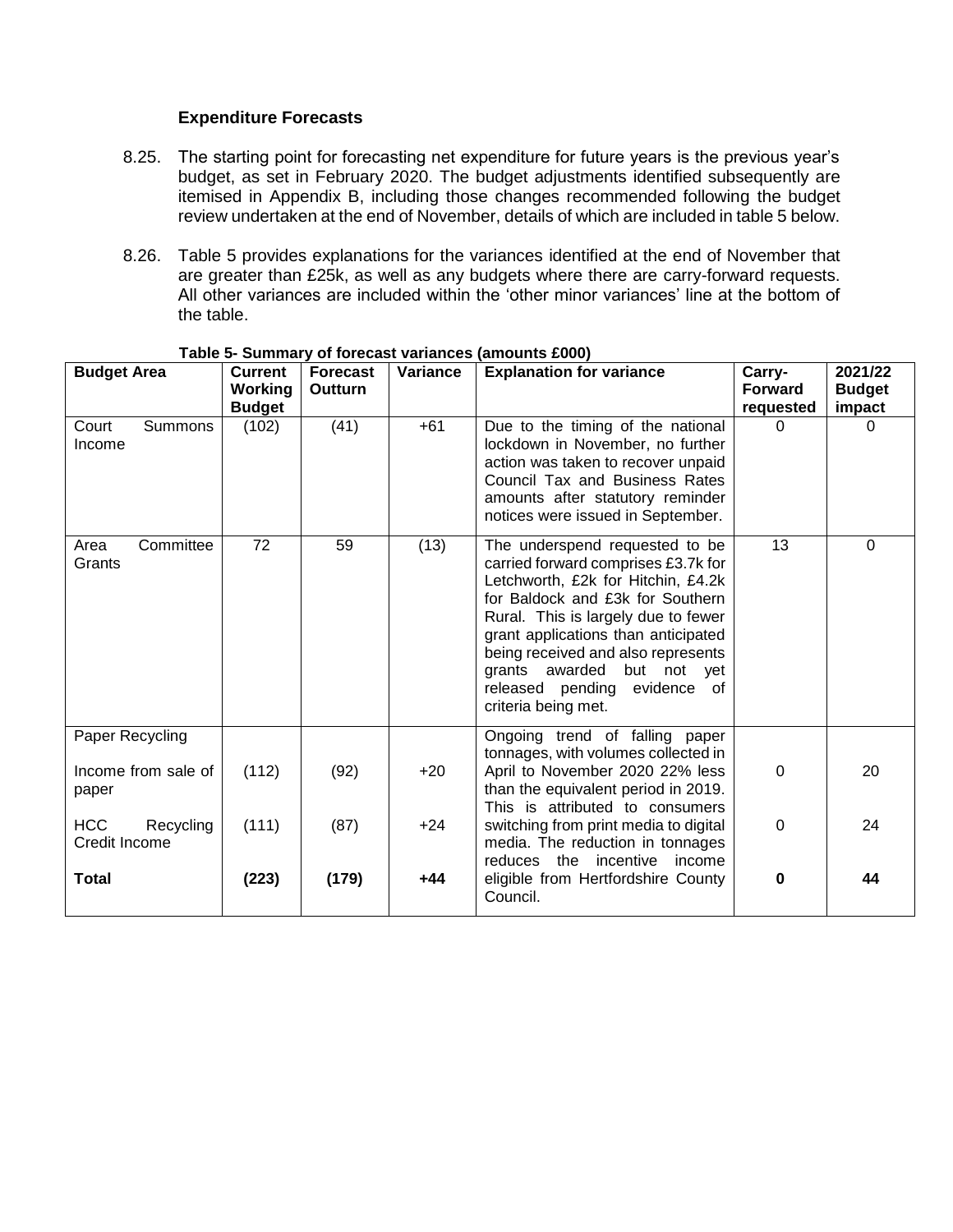### Expenditure Forecasts

8.25. The starting point for forecasting net expenditure for future years is the previous year's budget, as set in February 2020. The budget adjustments identified subsequently are itemised in Appendix B, including those changes recommended following the budget review undertaken at the end of November, details of which are included in table 5 below.

8.26. Table 5 provides explanations for the variances identified at the end of November that are greater than £25k, as well as any budgets where there are carry-forward requests. All other variances are included within the 'other minor variances' line at the bottom of the table.

**Table 5- Summary of forecast variances (amounts £000)**

| Budget Area | Current Working Budget | Forecast Outturn | Variance | Explanation for variance | Carry-Forward requested | 2021/22 Budget impact |
|---|---|---|---|---|---|---|
| Court Summons Income | (102) | (41) | +61 | Due to the timing of the national lockdown in November, no further action was taken to recover unpaid Council Tax and Business Rates amounts after statutory reminder notices were issued in September. | 0 | 0 |
| Area Committee Grants | 72 | 59 | (13) | The underspend requested to be carried forward comprises £3.7k for Letchworth, £2k for Hitchin, £4.2k for Baldock and £3k for Southern Rural. This is largely due to fewer grant applications than anticipated being received and also represents grants awarded but not yet released pending evidence of criteria being met. | 13 | 0 |
| Paper Recycling | | | | Ongoing trend of falling paper tonnages, with volumes collected in April to November 2020 22% less than the equivalent period in 2019. This is attributed to consumers switching from print media to digital media. The reduction in tonnages reduces the incentive income eligible from Hertfordshire County Council. | | |
| Income from sale of paper | (112) | (92) | +20 | | 0 | 20 |
| HCC Recycling Credit Income | (111) | (87) | +24 | | 0 | 24 |
| **Total** | **(223)** | **(179)** | **+44** | | **0** | **44** |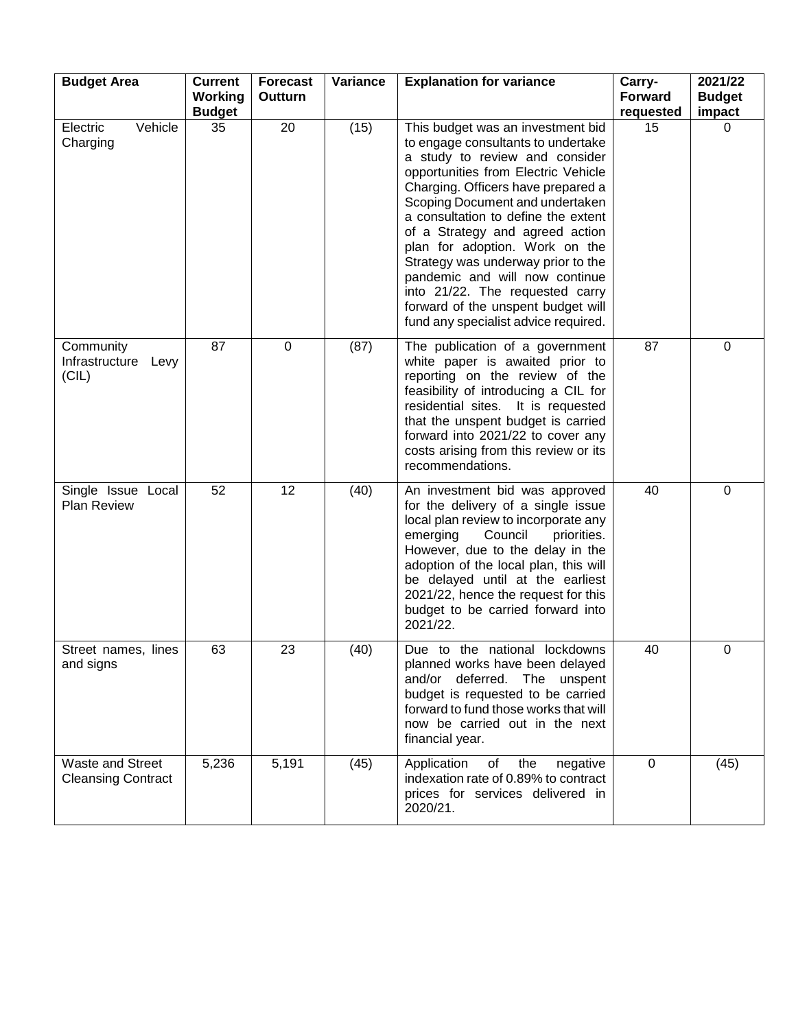| Budget Area | Current Working Budget | Forecast Outturn | Variance | Explanation for variance | Carry-Forward requested | 2021/22 Budget impact |
|---|---|---|---|---|---|---|
| Electric Vehicle Charging | 35 | 20 | (15) | This budget was an investment bid to engage consultants to undertake a study to review and consider opportunities from Electric Vehicle Charging. Officers have prepared a Scoping Document and undertaken a consultation to define the extent of a Strategy and agreed action plan for adoption. Work on the Strategy was underway prior to the pandemic and will now continue into 21/22. The requested carry forward of the unspent budget will fund any specialist advice required. | 15 | 0 |
| Community Infrastructure Levy (CIL) | 87 | 0 | (87) | The publication of a government white paper is awaited prior to reporting on the review of the feasibility of introducing a CIL for residential sites. It is requested that the unspent budget is carried forward into 2021/22 to cover any costs arising from this review or its recommendations. | 87 | 0 |
| Single Issue Local Plan Review | 52 | 12 | (40) | An investment bid was approved for the delivery of a single issue local plan review to incorporate any emerging Council priorities. However, due to the delay in the adoption of the local plan, this will be delayed until at the earliest 2021/22, hence the request for this budget to be carried forward into 2021/22. | 40 | 0 |
| Street names, lines and signs | 63 | 23 | (40) | Due to the national lockdowns planned works have been delayed and/or deferred. The unspent budget is requested to be carried forward to fund those works that will now be carried out in the next financial year. | 40 | 0 |
| Waste and Street Cleansing Contract | 5,236 | 5,191 | (45) | Application of the negative indexation rate of 0.89% to contract prices for services delivered in 2020/21. | 0 | (45) |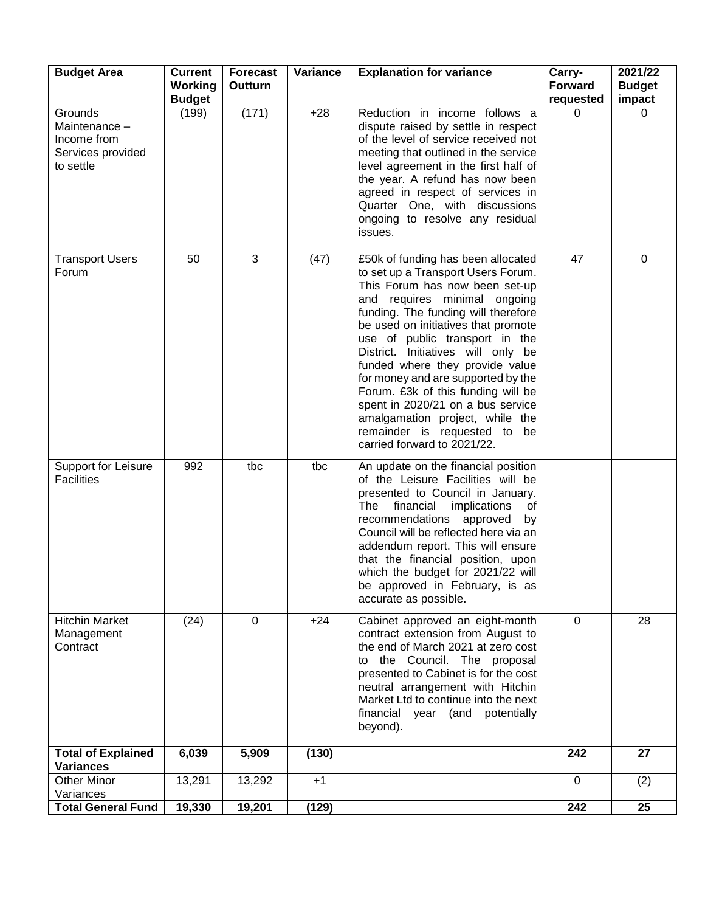| Budget Area | Current Working Budget | Forecast Outturn | Variance | Explanation for variance | Carry-Forward requested | 2021/22 Budget impact |
|---|---|---|---|---|---|---|
| Grounds Maintenance – Income from Services provided to settle | (199) | (171) | +28 | Reduction in income follows a dispute raised by settle in respect of the level of service received not meeting that outlined in the service level agreement in the first half of the year. A refund has now been agreed in respect of services in Quarter One, with discussions ongoing to resolve any residual issues. | 0 | 0 |
| Transport Users Forum | 50 | 3 | (47) | £50k of funding has been allocated to set up a Transport Users Forum. This Forum has now been set-up and requires minimal ongoing funding. The funding will therefore be used on initiatives that promote use of public transport in the District. Initiatives will only be funded where they provide value for money and are supported by the Forum. £3k of this funding will be spent in 2020/21 on a bus service amalgamation project, while the remainder is requested to be carried forward to 2021/22. | 47 | 0 |
| Support for Leisure Facilities | 992 | tbc | tbc | An update on the financial position of the Leisure Facilities will be presented to Council in January. The financial implications of recommendations approved by Council will be reflected here via an addendum report. This will ensure that the financial position, upon which the budget for 2021/22 will be approved in February, is as accurate as possible. | | |
| Hitchin Market Management Contract | (24) | 0 | +24 | Cabinet approved an eight-month contract extension from August to the end of March 2021 at zero cost to the Council. The proposal presented to Cabinet is for the cost neutral arrangement with Hitchin Market Ltd to continue into the next financial year (and potentially beyond). | 0 | 28 |
| **Total of Explained Variances** | **6,039** | **5,909** | **(130)** | | **242** | **27** |
| Other Minor Variances | 13,291 | 13,292 | +1 | | 0 | (2) |
| **Total General Fund** | **19,330** | **19,201** | **(129)** | | **242** | **25** |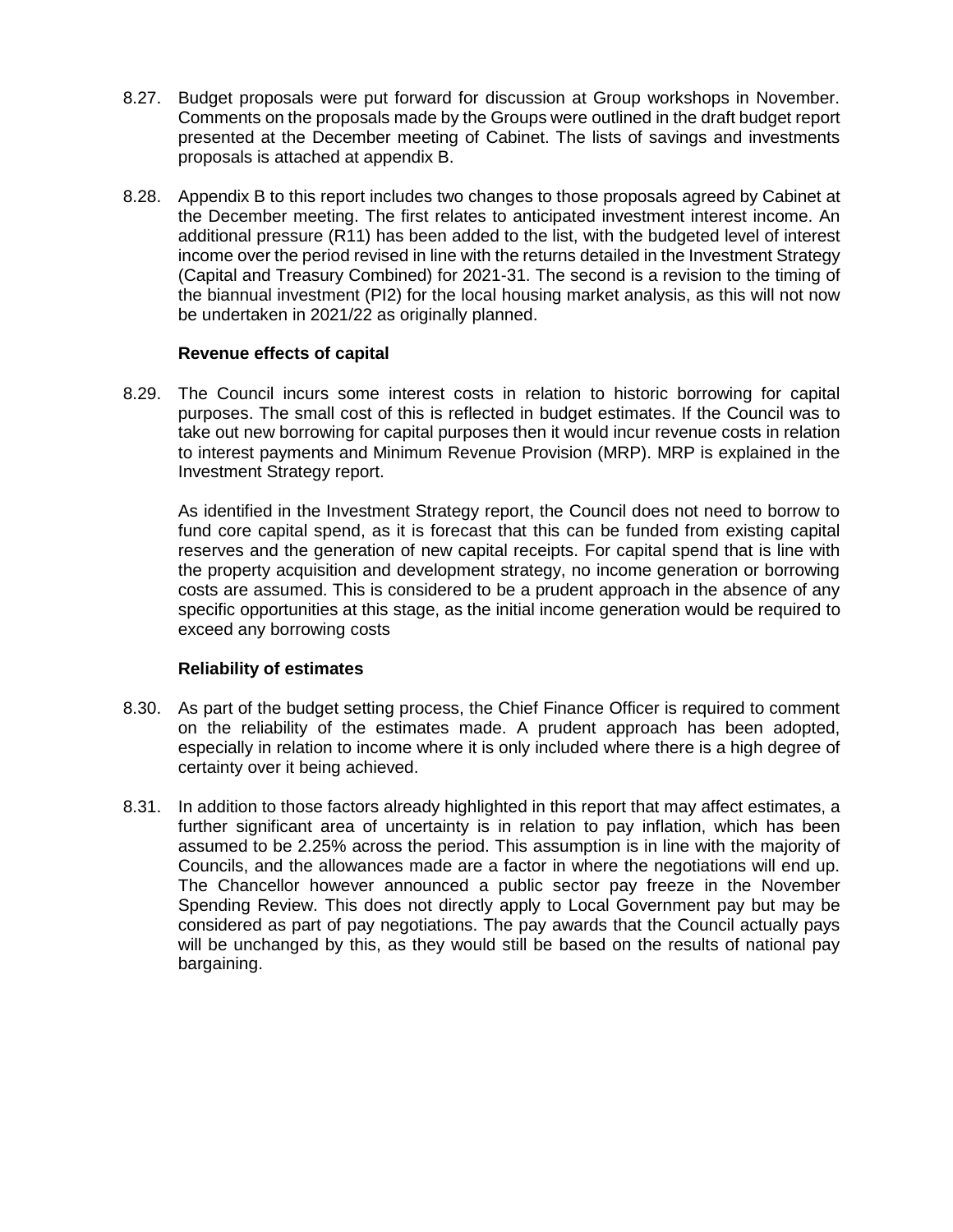8.27. Budget proposals were put forward for discussion at Group workshops in November. Comments on the proposals made by the Groups were outlined in the draft budget report presented at the December meeting of Cabinet. The lists of savings and investments proposals is attached at appendix B.

8.28. Appendix B to this report includes two changes to those proposals agreed by Cabinet at the December meeting. The first relates to anticipated investment interest income. An additional pressure (R11) has been added to the list, with the budgeted level of interest income over the period revised in line with the returns detailed in the Investment Strategy (Capital and Treasury Combined) for 2021-31. The second is a revision to the timing of the biannual investment (PI2) for the local housing market analysis, as this will not now be undertaken in 2021/22 as originally planned.

**Revenue effects of capital**

8.29. The Council incurs some interest costs in relation to historic borrowing for capital purposes. The small cost of this is reflected in budget estimates. If the Council was to take out new borrowing for capital purposes then it would incur revenue costs in relation to interest payments and Minimum Revenue Provision (MRP). MRP is explained in the Investment Strategy report.

As identified in the Investment Strategy report, the Council does not need to borrow to fund core capital spend, as it is forecast that this can be funded from existing capital reserves and the generation of new capital receipts. For capital spend that is line with the property acquisition and development strategy, no income generation or borrowing costs are assumed. This is considered to be a prudent approach in the absence of any specific opportunities at this stage, as the initial income generation would be required to exceed any borrowing costs

**Reliability of estimates**

8.30. As part of the budget setting process, the Chief Finance Officer is required to comment on the reliability of the estimates made. A prudent approach has been adopted, especially in relation to income where it is only included where there is a high degree of certainty over it being achieved.

8.31. In addition to those factors already highlighted in this report that may affect estimates, a further significant area of uncertainty is in relation to pay inflation, which has been assumed to be 2.25% across the period. This assumption is in line with the majority of Councils, and the allowances made are a factor in where the negotiations will end up. The Chancellor however announced a public sector pay freeze in the November Spending Review. This does not directly apply to Local Government pay but may be considered as part of pay negotiations. The pay awards that the Council actually pays will be unchanged by this, as they would still be based on the results of national pay bargaining.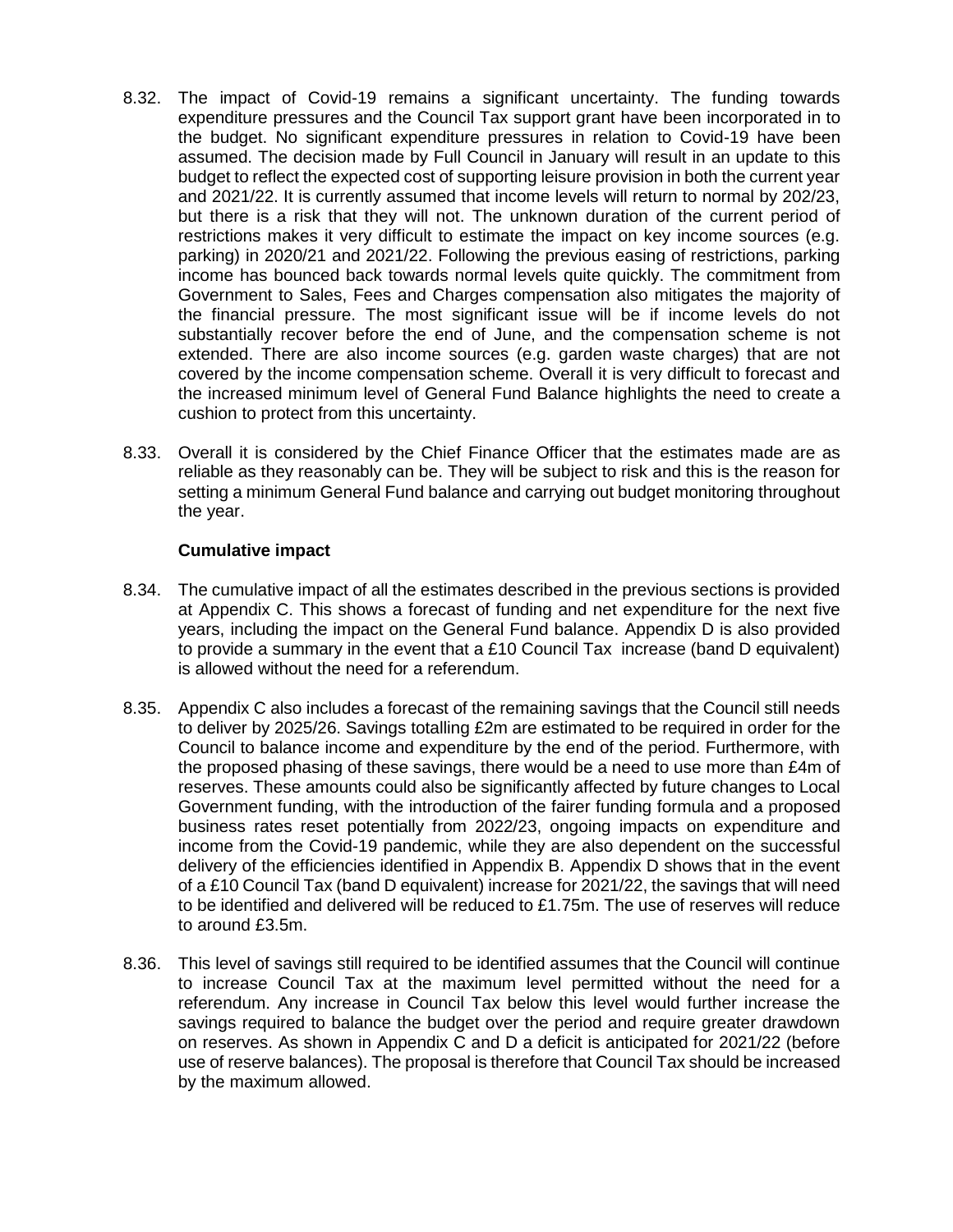8.32. The impact of Covid-19 remains a significant uncertainty. The funding towards expenditure pressures and the Council Tax support grant have been incorporated in to the budget. No significant expenditure pressures in relation to Covid-19 have been assumed. The decision made by Full Council in January will result in an update to this budget to reflect the expected cost of supporting leisure provision in both the current year and 2021/22. It is currently assumed that income levels will return to normal by 202/23, but there is a risk that they will not. The unknown duration of the current period of restrictions makes it very difficult to estimate the impact on key income sources (e.g. parking) in 2020/21 and 2021/22. Following the previous easing of restrictions, parking income has bounced back towards normal levels quite quickly. The commitment from Government to Sales, Fees and Charges compensation also mitigates the majority of the financial pressure. The most significant issue will be if income levels do not substantially recover before the end of June, and the compensation scheme is not extended. There are also income sources (e.g. garden waste charges) that are not covered by the income compensation scheme. Overall it is very difficult to forecast and the increased minimum level of General Fund Balance highlights the need to create a cushion to protect from this uncertainty.

8.33. Overall it is considered by the Chief Finance Officer that the estimates made are as reliable as they reasonably can be. They will be subject to risk and this is the reason for setting a minimum General Fund balance and carrying out budget monitoring throughout the year.

**Cumulative impact**

8.34. The cumulative impact of all the estimates described in the previous sections is provided at Appendix C. This shows a forecast of funding and net expenditure for the next five years, including the impact on the General Fund balance. Appendix D is also provided to provide a summary in the event that a £10 Council Tax increase (band D equivalent) is allowed without the need for a referendum.

8.35. Appendix C also includes a forecast of the remaining savings that the Council still needs to deliver by 2025/26. Savings totalling £2m are estimated to be required in order for the Council to balance income and expenditure by the end of the period. Furthermore, with the proposed phasing of these savings, there would be a need to use more than £4m of reserves. These amounts could also be significantly affected by future changes to Local Government funding, with the introduction of the fairer funding formula and a proposed business rates reset potentially from 2022/23, ongoing impacts on expenditure and income from the Covid-19 pandemic, while they are also dependent on the successful delivery of the efficiencies identified in Appendix B. Appendix D shows that in the event of a £10 Council Tax (band D equivalent) increase for 2021/22, the savings that will need to be identified and delivered will be reduced to £1.75m. The use of reserves will reduce to around £3.5m.

8.36. This level of savings still required to be identified assumes that the Council will continue to increase Council Tax at the maximum level permitted without the need for a referendum. Any increase in Council Tax below this level would further increase the savings required to balance the budget over the period and require greater drawdown on reserves. As shown in Appendix C and D a deficit is anticipated for 2021/22 (before use of reserve balances). The proposal is therefore that Council Tax should be increased by the maximum allowed.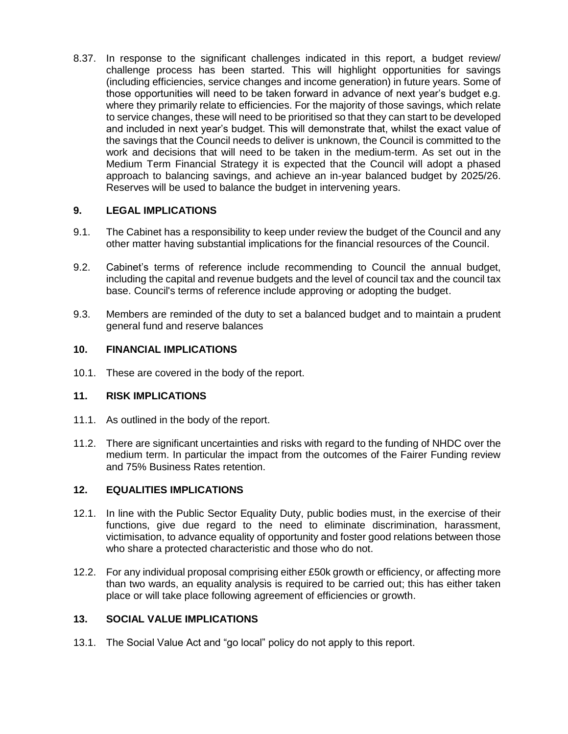8.37. In response to the significant challenges indicated in this report, a budget review/ challenge process has been started. This will highlight opportunities for savings (including efficiencies, service changes and income generation) in future years. Some of those opportunities will need to be taken forward in advance of next year's budget e.g. where they primarily relate to efficiencies. For the majority of those savings, which relate to service changes, these will need to be prioritised so that they can start to be developed and included in next year's budget. This will demonstrate that, whilst the exact value of the savings that the Council needs to deliver is unknown, the Council is committed to the work and decisions that will need to be taken in the medium-term. As set out in the Medium Term Financial Strategy it is expected that the Council will adopt a phased approach to balancing savings, and achieve an in-year balanced budget by 2025/26. Reserves will be used to balance the budget in intervening years.

## 9. LEGAL IMPLICATIONS

9.1. The Cabinet has a responsibility to keep under review the budget of the Council and any other matter having substantial implications for the financial resources of the Council.

9.2. Cabinet's terms of reference include recommending to Council the annual budget, including the capital and revenue budgets and the level of council tax and the council tax base. Council's terms of reference include approving or adopting the budget.

9.3. Members are reminded of the duty to set a balanced budget and to maintain a prudent general fund and reserve balances

## 10. FINANCIAL IMPLICATIONS

10.1. These are covered in the body of the report.

## 11. RISK IMPLICATIONS

11.1. As outlined in the body of the report.

11.2. There are significant uncertainties and risks with regard to the funding of NHDC over the medium term. In particular the impact from the outcomes of the Fairer Funding review and 75% Business Rates retention.

## 12. EQUALITIES IMPLICATIONS

12.1. In line with the Public Sector Equality Duty, public bodies must, in the exercise of their functions, give due regard to the need to eliminate discrimination, harassment, victimisation, to advance equality of opportunity and foster good relations between those who share a protected characteristic and those who do not.

12.2. For any individual proposal comprising either £50k growth or efficiency, or affecting more than two wards, an equality analysis is required to be carried out; this has either taken place or will take place following agreement of efficiencies or growth.

## 13. SOCIAL VALUE IMPLICATIONS

13.1. The Social Value Act and "go local" policy do not apply to this report.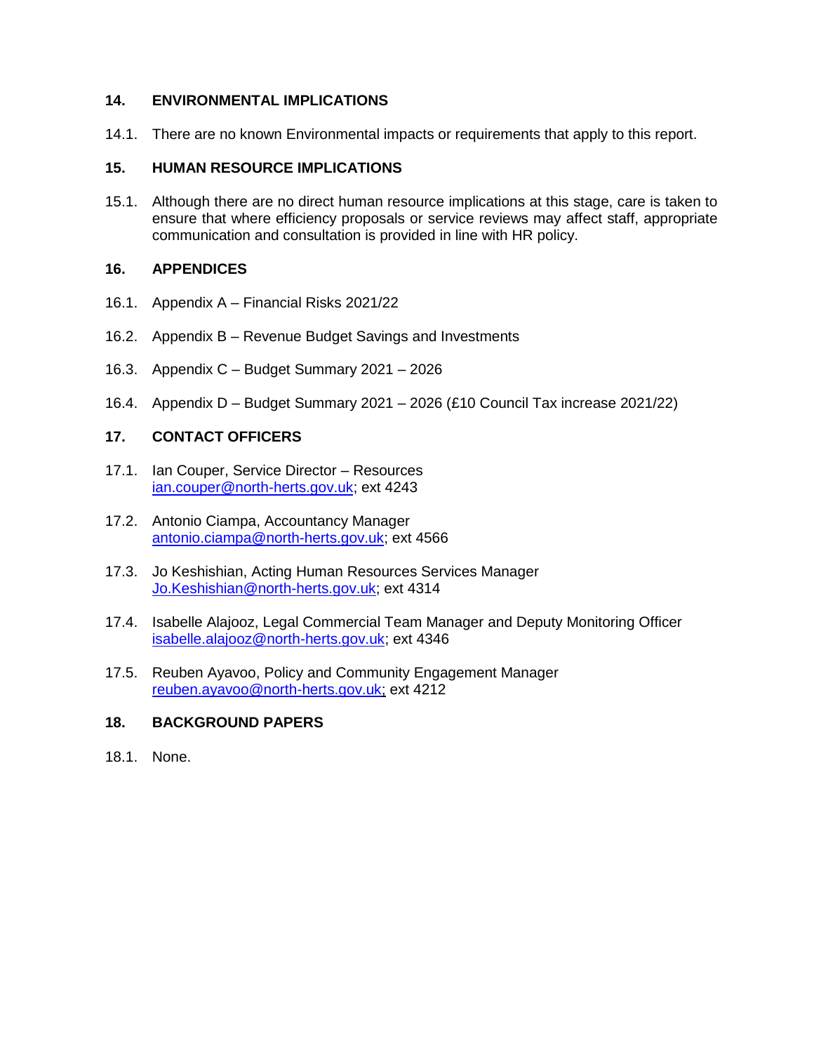## 14. ENVIRONMENTAL IMPLICATIONS

14.1. There are no known Environmental impacts or requirements that apply to this report.

## 15. HUMAN RESOURCE IMPLICATIONS

15.1. Although there are no direct human resource implications at this stage, care is taken to ensure that where efficiency proposals or service reviews may affect staff, appropriate communication and consultation is provided in line with HR policy.

## 16. APPENDICES

16.1. Appendix A – Financial Risks 2021/22

16.2. Appendix B – Revenue Budget Savings and Investments

16.3. Appendix C – Budget Summary 2021 – 2026

16.4. Appendix D – Budget Summary 2021 – 2026 (£10 Council Tax increase 2021/22)

## 17. CONTACT OFFICERS

17.1. Ian Couper, Service Director – Resources
ian.couper@north-herts.gov.uk; ext 4243

17.2. Antonio Ciampa, Accountancy Manager
antonio.ciampa@north-herts.gov.uk; ext 4566

17.3. Jo Keshishian, Acting Human Resources Services Manager
Jo.Keshishian@north-herts.gov.uk; ext 4314

17.4. Isabelle Alajooz, Legal Commercial Team Manager and Deputy Monitoring Officer
isabelle.alajooz@north-herts.gov.uk; ext 4346

17.5. Reuben Ayavoo, Policy and Community Engagement Manager
reuben.ayavoo@north-herts.gov.uk; ext 4212

## 18. BACKGROUND PAPERS

18.1. None.